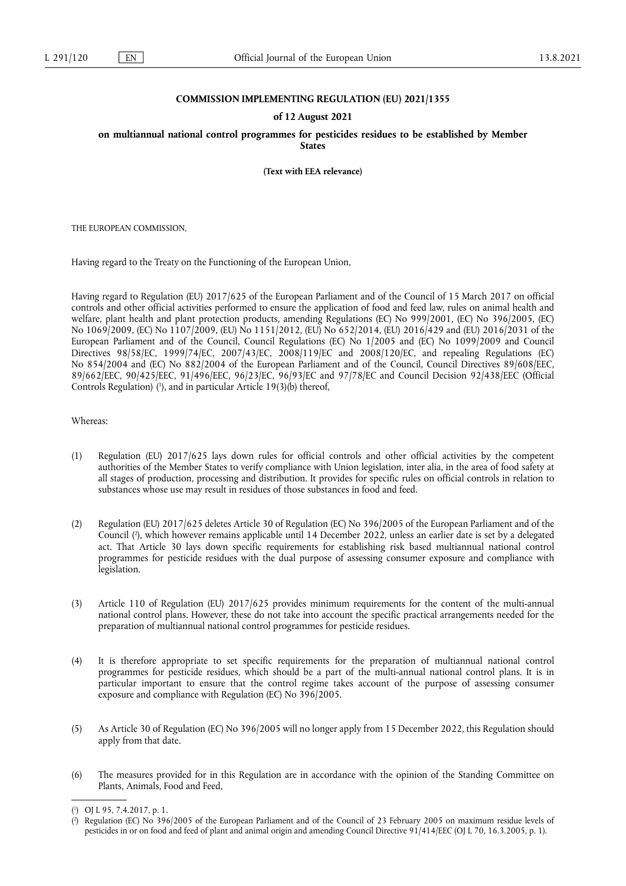**COMMISSION IMPLEMENTING REGULATION (EU) 2021/1355**

**of 12 August 2021**

**on multiannual national control programmes for pesticides residues to be established by Member States**

**(Text with EEA relevance)**

THE EUROPEAN COMMISSION,

Having regard to the Treaty on the Functioning of the European Union,

Having regard to Regulation (EU) 2017/625 of the European Parliament and of the Council of 15 March 2017 on official controls and other official activities performed to ensure the application of food and feed law, rules on animal health and welfare, plant health and plant protection products, amending Regulations (EC) No 999/2001, (EC) No 396/2005, (EC) No 1069/2009, (EC) No 1107/2009, (EU) No 1151/2012, (EU) No 652/2014, (EU) 2016/429 and (EU) 2016/2031 of the European Parliament and of the Council, Council Regulations (EC) No 1/2005 and (EC) No 1099/2009 and Council Directives 98/58/EC, 1999/74/EC, 2007/43/EC, 2008/119/EC and 2008/120/EC, and repealing Regulations (EC) No 854/2004 and (EC) No 882/2004 of the European Parliament and of the Council, Council Directives 89/608/EEC, 89/662/EEC, 90/425/EEC, 91/496/EEC, 96/23/EC, 96/93/EC and 97/78/EC and Council Decision 92/438/EEC (Official Controls Regulation) ([1]), and in particular Article 19(3)(b) thereof,

Whereas:

(1) Regulation (EU) 2017/625 lays down rules for official controls and other official activities by the competent authorities of the Member States to verify compliance with Union legislation, inter alia, in the area of food safety at all stages of production, processing and distribution. It provides for specific rules on official controls in relation to substances whose use may result in residues of those substances in food and feed.

(2) Regulation (EU) 2017/625 deletes Article 30 of Regulation (EC) No 396/2005 of the European Parliament and of the Council ([2]), which however remains applicable until 14 December 2022, unless an earlier date is set by a delegated act. That Article 30 lays down specific requirements for establishing risk based multiannual national control programmes for pesticide residues with the dual purpose of assessing consumer exposure and compliance with legislation.

(3) Article 110 of Regulation (EU) 2017/625 provides minimum requirements for the content of the multi-annual national control plans. However, these do not take into account the specific practical arrangements needed for the preparation of multiannual national control programmes for pesticide residues.

(4) It is therefore appropriate to set specific requirements for the preparation of multiannual national control programmes for pesticide residues, which should be a part of the multi-annual national control plans. It is in particular important to ensure that the control regime takes account of the purpose of assessing consumer exposure and compliance with Regulation (EC) No 396/2005.

(5) As Article 30 of Regulation (EC) No 396/2005 will no longer apply from 15 December 2022, this Regulation should apply from that date.

(6) The measures provided for in this Regulation are in accordance with the opinion of the Standing Committee on Plants, Animals, Food and Feed,

---

([1]) OJ L 95, 7.4.2017, p. 1.

([2]) Regulation (EC) No 396/2005 of the European Parliament and of the Council of 23 February 2005 on maximum residue levels of pesticides in or on food and feed of plant and animal origin and amending Council Directive 91/414/EEC (OJ L 70, 16.3.2005, p. 1).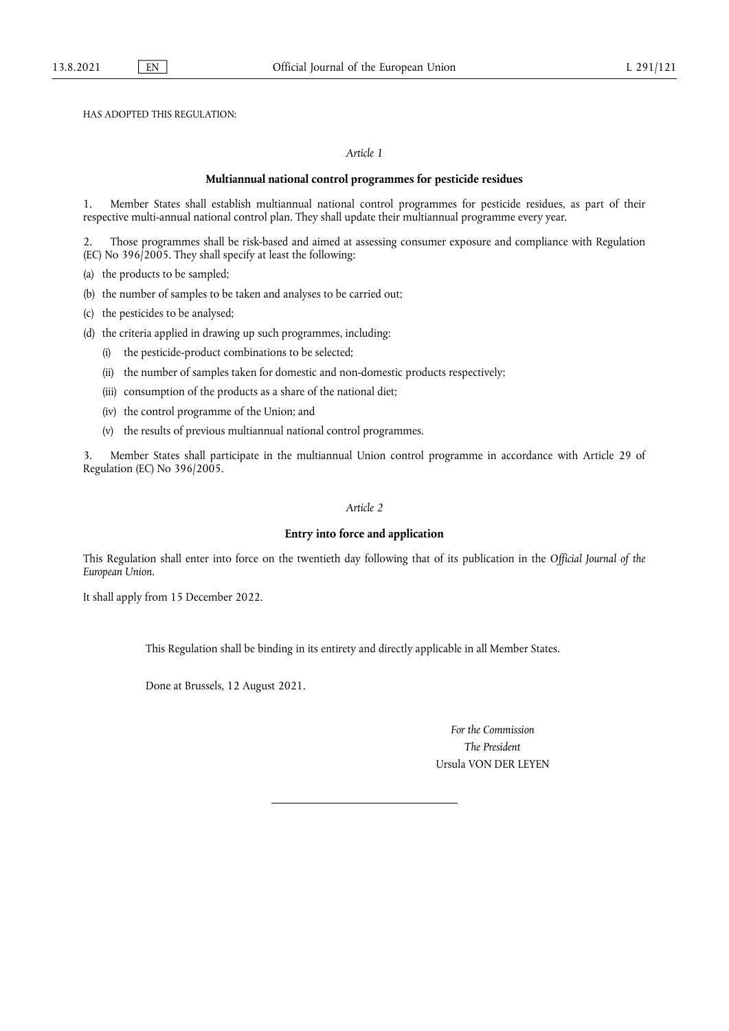HAS ADOPTED THIS REGULATION:

*Article 1*

**Multiannual national control programmes for pesticide residues**

1. Member States shall establish multiannual national control programmes for pesticide residues, as part of their respective multi-annual national control plan. They shall update their multiannual programme every year.

2. Those programmes shall be risk-based and aimed at assessing consumer exposure and compliance with Regulation (EC) No 396/2005. They shall specify at least the following:

(a) the products to be sampled;

(b) the number of samples to be taken and analyses to be carried out;

(c) the pesticides to be analysed;

(d) the criteria applied in drawing up such programmes, including:

  (i) the pesticide-product combinations to be selected;

  (ii) the number of samples taken for domestic and non-domestic products respectively;

  (iii) consumption of the products as a share of the national diet;

  (iv) the control programme of the Union; and

  (v) the results of previous multiannual national control programmes.

3. Member States shall participate in the multiannual Union control programme in accordance with Article 29 of Regulation (EC) No 396/2005.

*Article 2*

**Entry into force and application**

This Regulation shall enter into force on the twentieth day following that of its publication in the *Official Journal of the European Union*.

It shall apply from 15 December 2022.

This Regulation shall be binding in its entirety and directly applicable in all Member States.

Done at Brussels, 12 August 2021.

*For the Commission*

*The President*

Ursula VON DER LEYEN